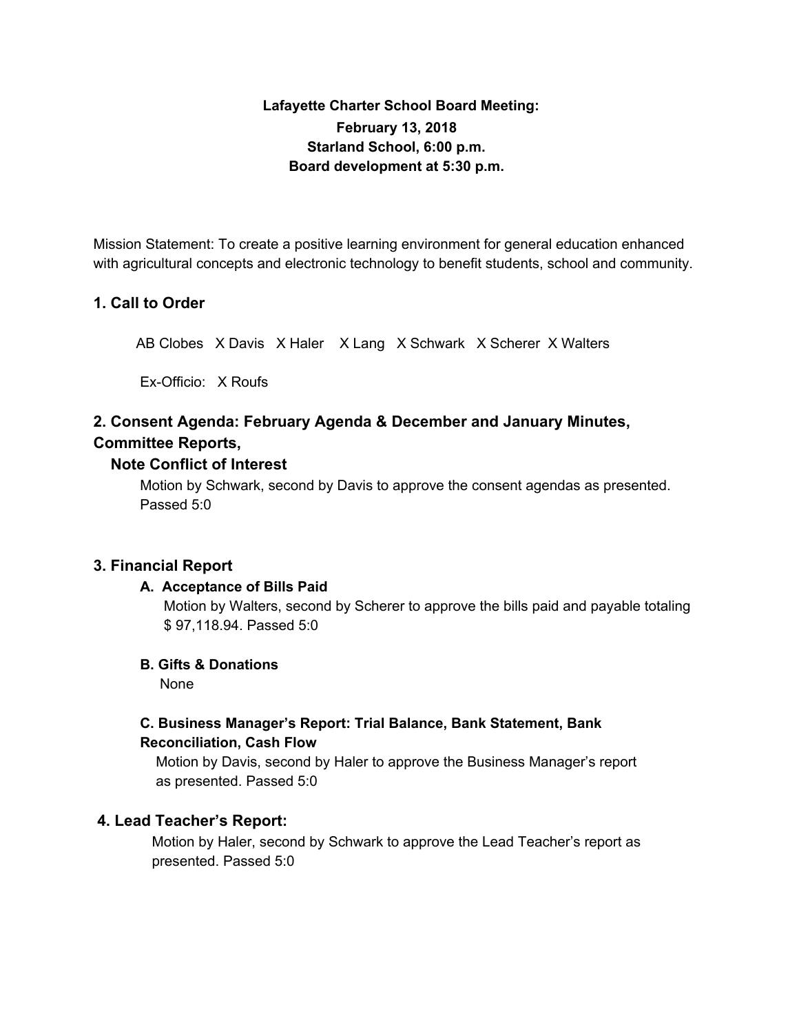**Lafayette Charter School Board Meeting:**
**February 13, 2018**
**Starland School, 6:00 p.m.**
**Board development at 5:30 p.m.**

Mission Statement: To create a positive learning environment for general education enhanced with agricultural concepts and electronic technology to benefit students, school and community.

## 1. Call to Order

AB Clobes X Davis X Haler X Lang X Schwark X Scherer X Walters

Ex-Officio: X Roufs

## 2. Consent Agenda: February Agenda & December and January Minutes, Committee Reports,

### Note Conflict of Interest

Motion by Schwark, second by Davis to approve the consent agendas as presented. Passed 5:0

## 3. Financial Report

### A. Acceptance of Bills Paid

Motion by Walters, second by Scherer to approve the bills paid and payable totaling $ 97,118.94. Passed 5:0

### B. Gifts & Donations

None

### C. Business Manager's Report: Trial Balance, Bank Statement, Bank Reconciliation, Cash Flow

Motion by Davis, second by Haler to approve the Business Manager's report as presented. Passed 5:0

## 4. Lead Teacher's Report:

Motion by Haler, second by Schwark to approve the Lead Teacher's report as presented. Passed 5:0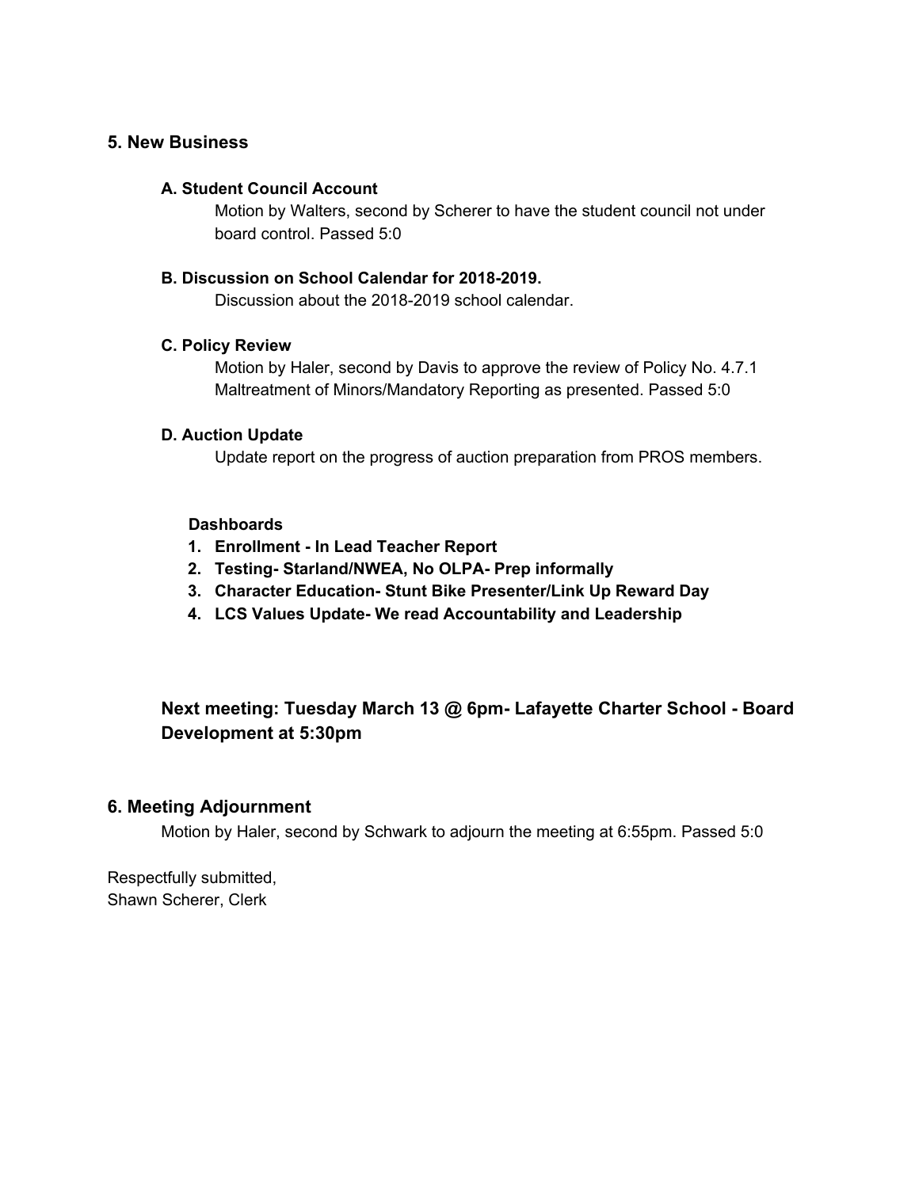## 5. New Business

### A. Student Council Account

Motion by Walters, second by Scherer to have the student council not under board control. Passed 5:0

### B. Discussion on School Calendar for 2018-2019.

Discussion about the 2018-2019 school calendar.

### C. Policy Review

Motion by Haler, second by Davis to approve the review of Policy No. 4.7.1 Maltreatment of Minors/Mandatory Reporting as presented. Passed 5:0

### D. Auction Update

Update report on the progress of auction preparation from PROS members.

**Dashboards**

1. **Enrollment - In Lead Teacher Report**
2. **Testing- Starland/NWEA, No OLPA- Prep informally**
3. **Character Education- Stunt Bike Presenter/Link Up Reward Day**
4. **LCS Values Update- We read Accountability and Leadership**

### Next meeting: Tuesday March 13 @ 6pm- Lafayette Charter School - Board Development at 5:30pm

## 6. Meeting Adjournment

Motion by Haler, second by Schwark to adjourn the meeting at 6:55pm. Passed 5:0

Respectfully submitted,
Shawn Scherer, Clerk